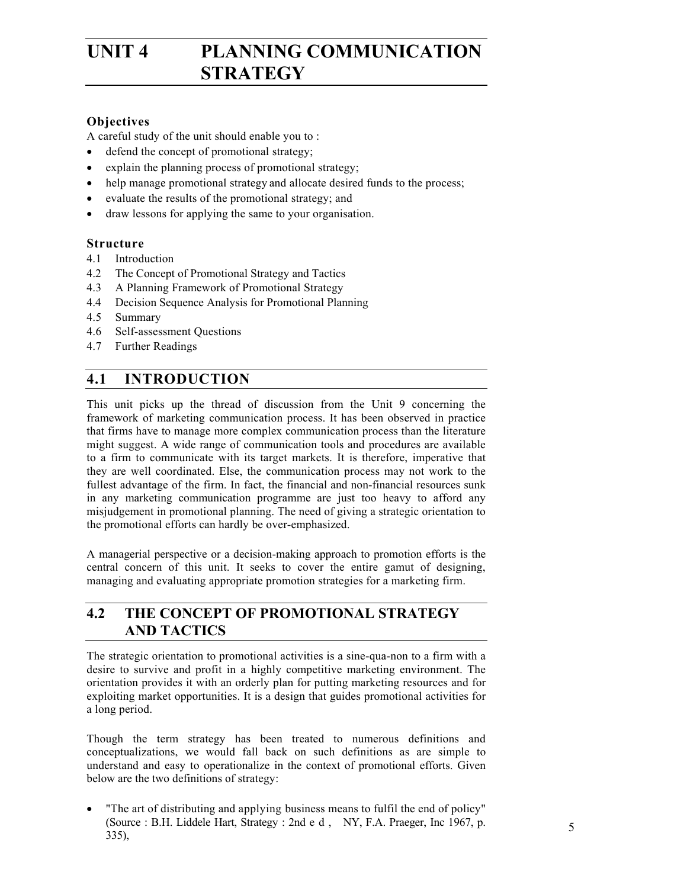# UNIT 4 PLANNING COMMUNICATION STRATEGY

### Objectives

A careful study of the unit should enable you to :

- defend the concept of promotional strategy;
- explain the planning process of promotional strategy;
- help manage promotional strategy and allocate desired funds to the process;
- evaluate the results of the promotional strategy; and
- draw lessons for applying the same to your organisation.

### Structure

4.1 Introduction
4.2 The Concept of Promotional Strategy and Tactics
4.3 A Planning Framework of Promotional Strategy
4.4 Decision Sequence Analysis for Promotional Planning
4.5 Summary
4.6 Self-assessment Questions
4.7 Further Readings

## 4.1 INTRODUCTION

This unit picks up the thread of discussion from the Unit 9 concerning the framework of marketing communication process. It has been observed in practice that firms have to manage more complex communication process than the literature might suggest. A wide range of communication tools and procedures are available to a firm to communicate with its target markets. It is therefore, imperative that they are well coordinated. Else, the communication process may not work to the fullest advantage of the firm. In fact, the financial and non-financial resources sunk in any marketing communication programme are just too heavy to afford any misjudgement in promotional planning. The need of giving a strategic orientation to the promotional efforts can hardly be over-emphasized.

A managerial perspective or a decision-making approach to promotion efforts is the central concern of this unit. It seeks to cover the entire gamut of designing, managing and evaluating appropriate promotion strategies for a marketing firm.

## 4.2 THE CONCEPT OF PROMOTIONAL STRATEGY AND TACTICS

The strategic orientation to promotional activities is a sine-qua-non to a firm with a desire to survive and profit in a highly competitive marketing environment. The orientation provides it with an orderly plan for putting marketing resources and for exploiting market opportunities. It is a design that guides promotional activities for a long period.

Though the term strategy has been treated to numerous definitions and conceptualizations, we would fall back on such definitions as are simple to understand and easy to operationalize in the context of promotional efforts. Given below are the two definitions of strategy:

- "The art of distributing and applying business means to fulfil the end of policy" (Source : B.H. Liddele Hart, Strategy : 2nd e d , NY, F.A. Praeger, Inc 1967, p. 335),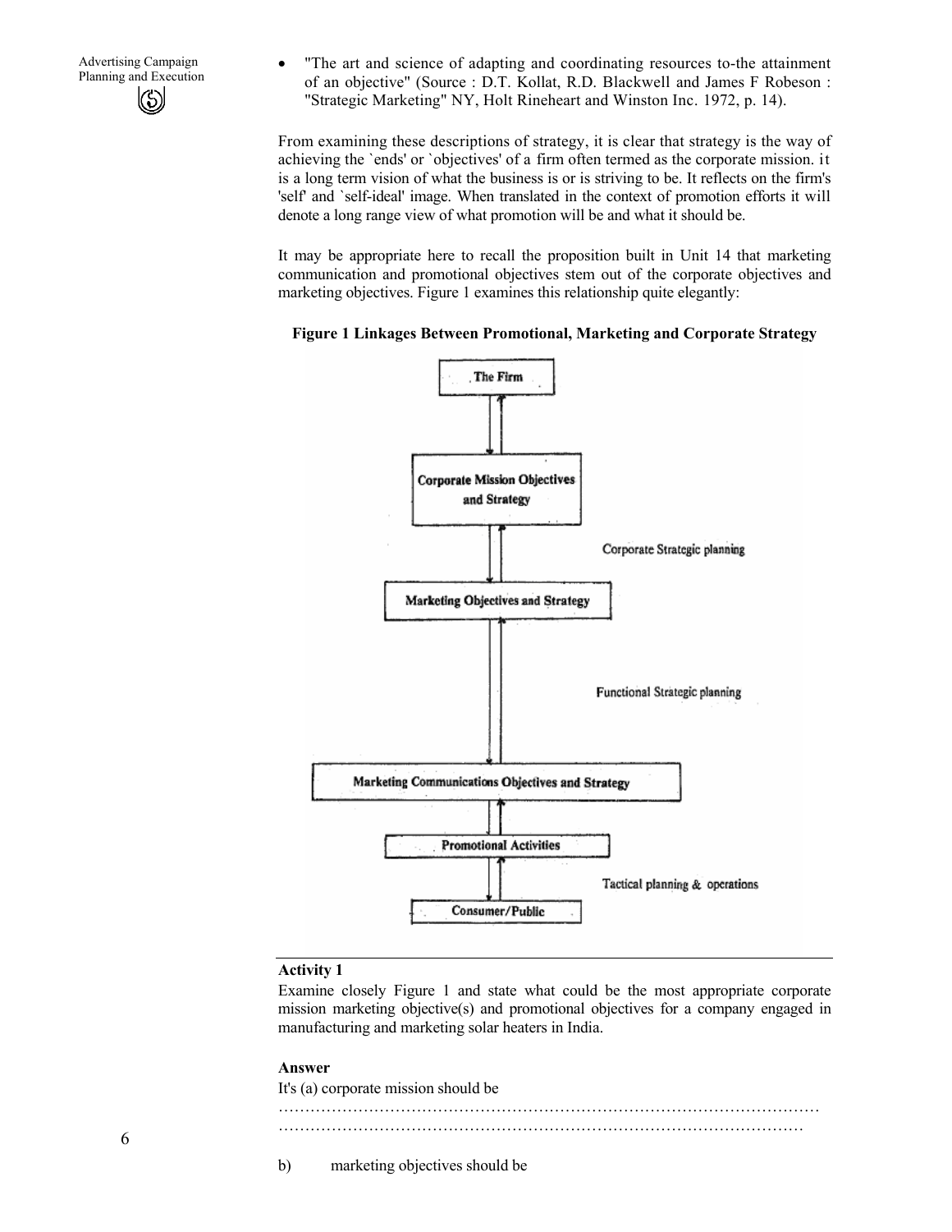- "The art and science of adapting and coordinating resources to-the attainment of an objective" (Source : D.T. Kollat, R.D. Blackwell and James F Robeson : "Strategic Marketing" NY, Holt Rineheart and Winston Inc. 1972, p. 14).

From examining these descriptions of strategy, it is clear that strategy is the way of achieving the `ends' or `objectives' of a firm often termed as the corporate mission. it is a long term vision of what the business is or is striving to be. It reflects on the firm's 'self' and `self-ideal' image. When translated in the context of promotion efforts it will denote a long range view of what promotion will be and what it should be.

It may be appropriate here to recall the proposition built in Unit 14 that marketing communication and promotional objectives stem out of the corporate objectives and marketing objectives. Figure 1 examines this relationship quite elegantly:

**Figure 1 Linkages Between Promotional, Marketing and Corporate Strategy**

The Firm
↕
Corporate Mission Objectives and Strategy
↕ Corporate Strategic planning
Marketing Objectives and Strategy
↕ Functional Strategic planning
Marketing Communications Objectives and Strategy
↕
Promotional Activities
↕ Tactical planning & operations
Consumer/Public

**Activity 1**

Examine closely Figure 1 and state what could be the most appropriate corporate mission marketing objective(s) and promotional objectives for a company engaged in manufacturing and marketing solar heaters in India.

**Answer**

It's (a) corporate mission should be

…………………………………………………………………………………………
…………………………………………………………………………………………

b) marketing objectives should be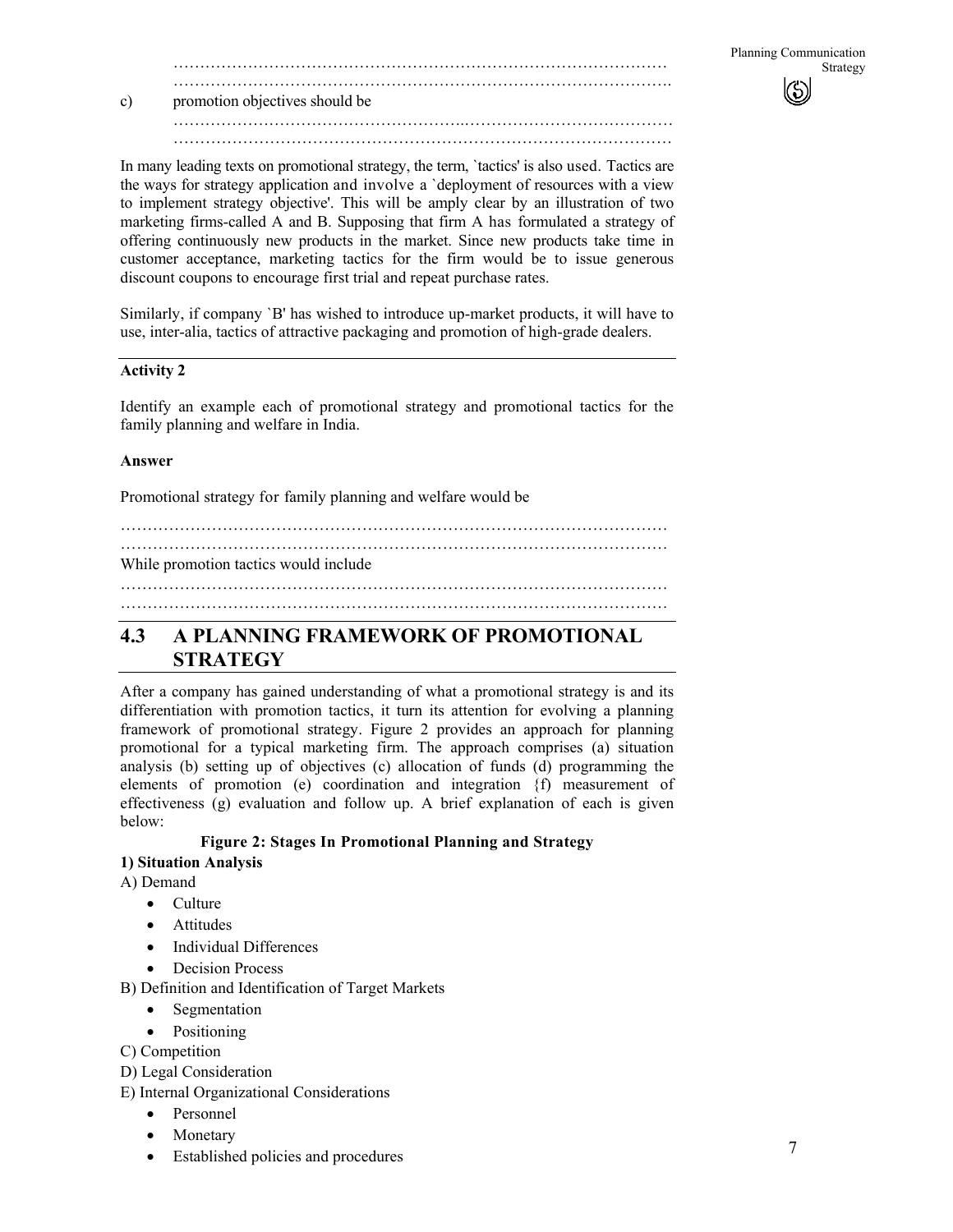…………………………………………………………………………………

…………………………………………………………………………………

c) promotion objectives should be

…………………………………………………………………………………

…………………………………………………………………………………

In many leading texts on promotional strategy, the term, `tactics' is also used. Tactics are the ways for strategy application and involve a `deployment of resources with a view to implement strategy objective'. This will be amply clear by an illustration of two marketing firms-called A and B. Supposing that firm A has formulated a strategy of offering continuously new products in the market. Since new products take time in customer acceptance, marketing tactics for the firm would be to issue generous discount coupons to encourage first trial and repeat purchase rates.

Similarly, if company `B' has wished to introduce up-market products, it will have to use, inter-alia, tactics of attractive packaging and promotion of high-grade dealers.

**Activity 2**

Identify an example each of promotional strategy and promotional tactics for the family planning and welfare in India.

**Answer**

Promotional strategy for family planning and welfare would be

…………………………………………………………………………………………

…………………………………………………………………………………………

While promotion tactics would include

…………………………………………………………………………………………

…………………………………………………………………………………………

## 4.3 A PLANNING FRAMEWORK OF PROMOTIONAL STRATEGY

After a company has gained understanding of what a promotional strategy is and its differentiation with promotion tactics, it turn its attention for evolving a planning framework of promotional strategy. Figure 2 provides an approach for planning promotional for a typical marketing firm. The approach comprises (a) situation analysis (b) setting up of objectives (c) allocation of funds (d) programming the elements of promotion (e) coordination and integration {f) measurement of effectiveness (g) evaluation and follow up. A brief explanation of each is given below:

**Figure 2: Stages In Promotional Planning and Strategy**

**1) Situation Analysis**

A) Demand

- Culture
- Attitudes
- Individual Differences
- Decision Process

B) Definition and Identification of Target Markets

- Segmentation
- Positioning

C) Competition

D) Legal Consideration

E) Internal Organizational Considerations

- Personnel
- Monetary
- Established policies and procedures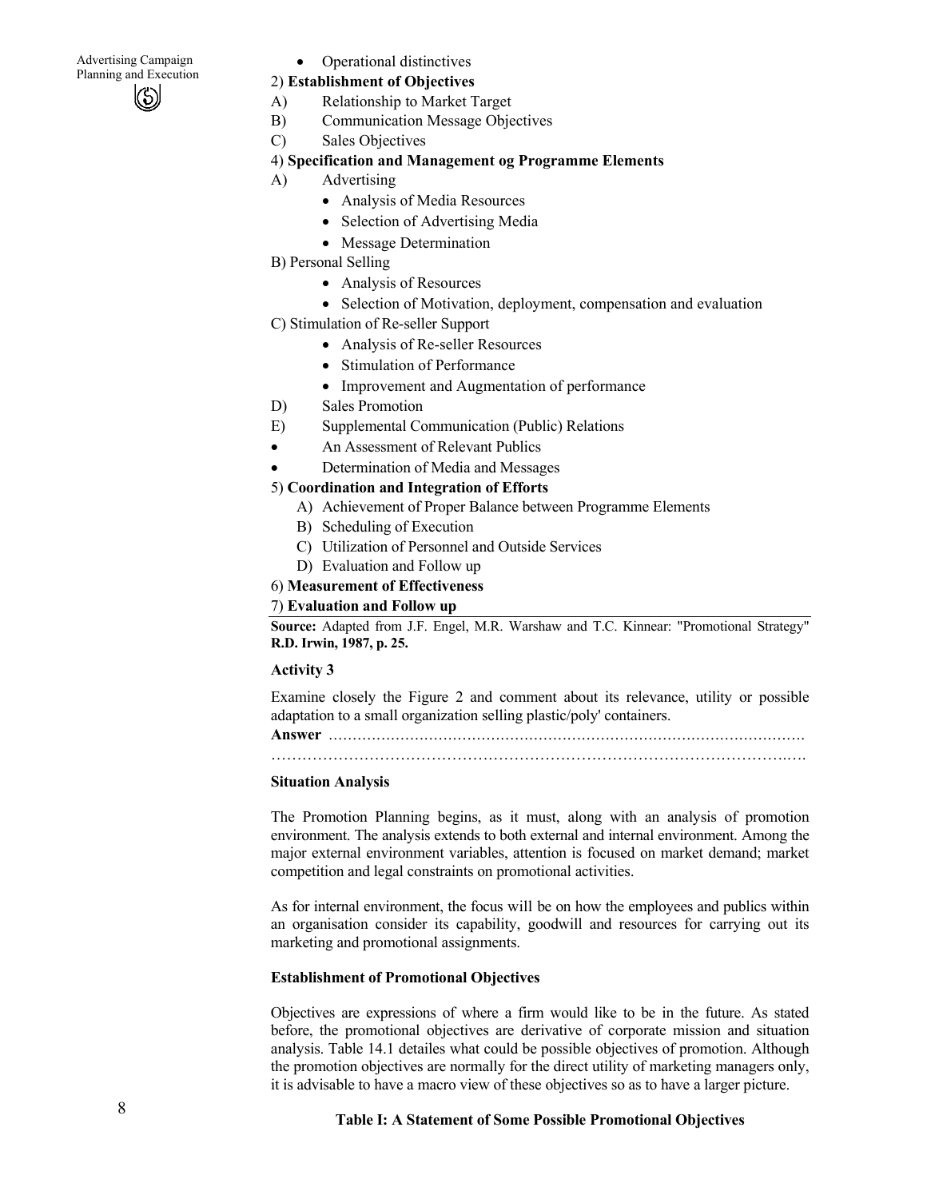- Operational distinctives

2) **Establishment of Objectives**

A) Relationship to Market Target

B) Communication Message Objectives

C) Sales Objectives

4) **Specification and Management og Programme Elements**

A) Advertising

- Analysis of Media Resources
- Selection of Advertising Media
- Message Determination

B) Personal Selling

- Analysis of Resources
- Selection of Motivation, deployment, compensation and evaluation

C) Stimulation of Re-seller Support

- Analysis of Re-seller Resources
- Stimulation of Performance
- Improvement and Augmentation of performance

D) Sales Promotion

E) Supplemental Communication (Public) Relations

- An Assessment of Relevant Publics
- Determination of Media and Messages

5) **Coordination and Integration of Efforts**

A) Achievement of Proper Balance between Programme Elements

B) Scheduling of Execution

C) Utilization of Personnel and Outside Services

D) Evaluation and Follow up

6) **Measurement of Effectiveness**

7) **Evaluation and Follow up**

**Source:** Adapted from J.F. Engel, M.R. Warshaw and T.C. Kinnear: "Promotional Strategy" **R.D. Irwin, 1987, p. 25.**

**Activity 3**

Examine closely the Figure 2 and comment about its relevance, utility or possible adaptation to a small organization selling plastic/poly' containers.

**Answer** ……………………………………………………………………………………

………………………………………………………………………………………….….

**Situation Analysis**

The Promotion Planning begins, as it must, along with an analysis of promotion environment. The analysis extends to both external and internal environment. Among the major external environment variables, attention is focused on market demand; market competition and legal constraints on promotional activities.

As for internal environment, the focus will be on how the employees and publics within an organisation consider its capability, goodwill and resources for carrying out its marketing and promotional assignments.

**Establishment of Promotional Objectives**

Objectives are expressions of where a firm would like to be in the future. As stated before, the promotional objectives are derivative of corporate mission and situation analysis. Table 14.1 detailes what could be possible objectives of promotion. Although the promotion objectives are normally for the direct utility of marketing managers only, it is advisable to have a macro view of these objectives so as to have a larger picture.

**Table I: A Statement of Some Possible Promotional Objectives**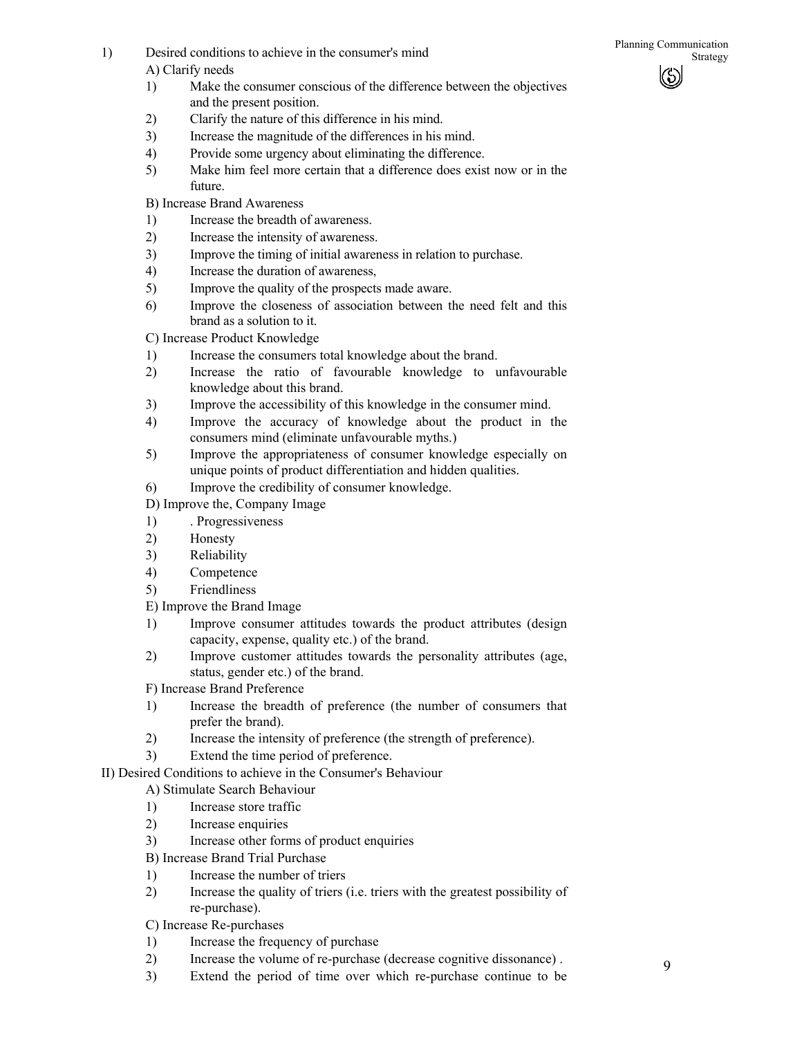1) Desired conditions to achieve in the consumer's mind

A) Clarify needs

1) Make the consumer conscious of the difference between the objectives and the present position.
2) Clarify the nature of this difference in his mind.
3) Increase the magnitude of the differences in his mind.
4) Provide some urgency about eliminating the difference.
5) Make him feel more certain that a difference does exist now or in the future.

B) Increase Brand Awareness

1) Increase the breadth of awareness.
2) Increase the intensity of awareness.
3) Improve the timing of initial awareness in relation to purchase.
4) Increase the duration of awareness,
5) Improve the quality of the prospects made aware.
6) Improve the closeness of association between the need felt and this brand as a solution to it.

C) Increase Product Knowledge

1) Increase the consumers total knowledge about the brand.
2) Increase the ratio of favourable knowledge to unfavourable knowledge about this brand.
3) Improve the accessibility of this knowledge in the consumer mind.
4) Improve the accuracy of knowledge about the product in the consumers mind (eliminate unfavourable myths.)
5) Improve the appropriateness of consumer knowledge especially on unique points of product differentiation and hidden qualities.
6) Improve the credibility of consumer knowledge.

D) Improve the, Company Image

1) . Progressiveness
2) Honesty
3) Reliability
4) Competence
5) Friendliness

E) Improve the Brand Image

1) Improve consumer attitudes towards the product attributes (design capacity, expense, quality etc.) of the brand.
2) Improve customer attitudes towards the personality attributes (age, status, gender etc.) of the brand.

F) Increase Brand Preference

1) Increase the breadth of preference (the number of consumers that prefer the brand).
2) Increase the intensity of preference (the strength of preference).
3) Extend the time period of preference.

II) Desired Conditions to achieve in the Consumer's Behaviour

A) Stimulate Search Behaviour

1) Increase store traffic
2) Increase enquiries
3) Increase other forms of product enquiries

B) Increase Brand Trial Purchase

1) Increase the number of triers
2) Increase the quality of triers (i.e. triers with the greatest possibility of re-purchase).

C) Increase Re-purchases

1) Increase the frequency of purchase
2) Increase the volume of re-purchase (decrease cognitive dissonance) .
3) Extend the period of time over which re-purchase continue to be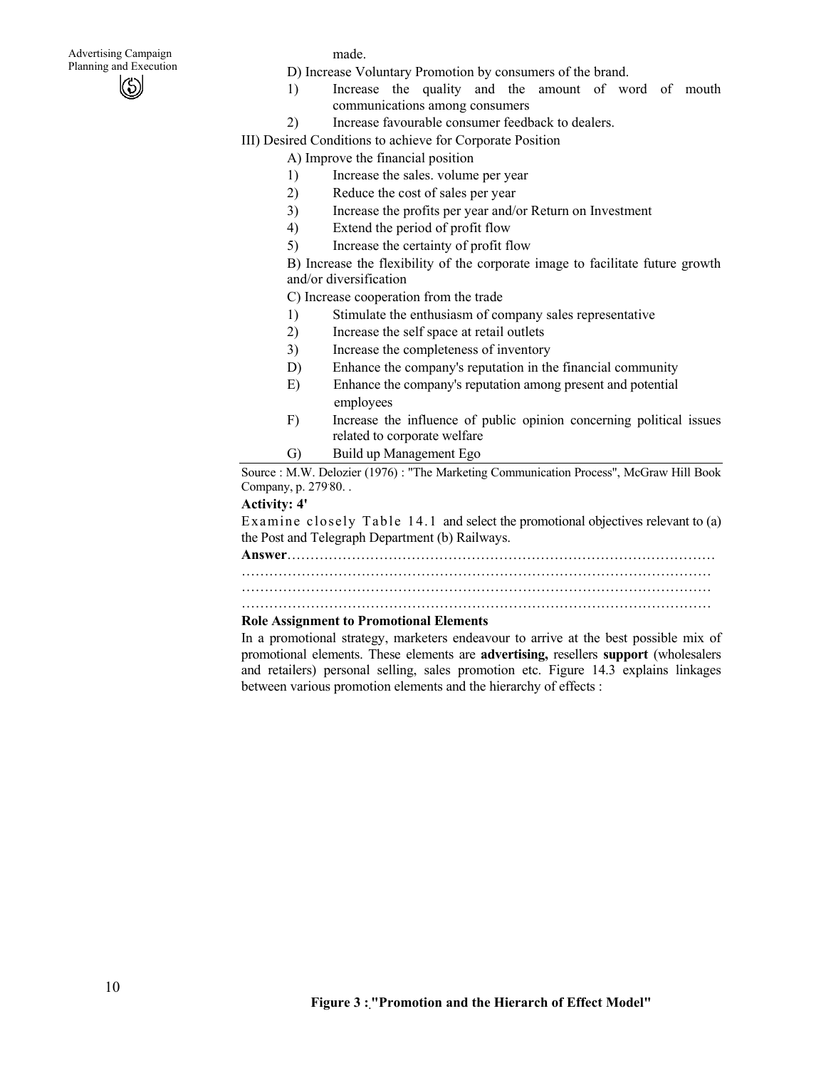made.

D) Increase Voluntary Promotion by consumers of the brand.

1) Increase the quality and the amount of word of mouth communications among consumers
2) Increase favourable consumer feedback to dealers.

III) Desired Conditions to achieve for Corporate Position

A) Improve the financial position

1) Increase the sales. volume per year
2) Reduce the cost of sales per year
3) Increase the profits per year and/or Return on Investment
4) Extend the period of profit flow
5) Increase the certainty of profit flow

B) Increase the flexibility of the corporate image to facilitate future growth and/or diversification

C) Increase cooperation from the trade

1) Stimulate the enthusiasm of company sales representative
2) Increase the self space at retail outlets
3) Increase the completeness of inventory

D) Enhance the company's reputation in the financial community

E) Enhance the company's reputation among present and potential employees

F) Increase the influence of public opinion concerning political issues related to corporate welfare

G) Build up Management Ego

Source : M.W. Delozier (1976) : "The Marketing Communication Process", McGraw Hill Book Company, p. 279-80. .

**Activity: 4'**

Examine closely Table 14.1 and select the promotional objectives relevant to (a) the Post and Telegraph Department (b) Railways.

**Answer**……………………………………………………………………………………
……………………………………………………………………………………………
……………………………………………………………………………………………
……………………………………………………………………………………………

**Role Assignment to Promotional Elements**

In a promotional strategy, marketers endeavour to arrive at the best possible mix of promotional elements. These elements are **advertising,** resellers **support** (wholesalers and retailers) personal selling, sales promotion etc. Figure 14.3 explains linkages between various promotion elements and the hierarchy of effects :

**Figure 3 : "Promotion and the Hierarch of Effect Model"**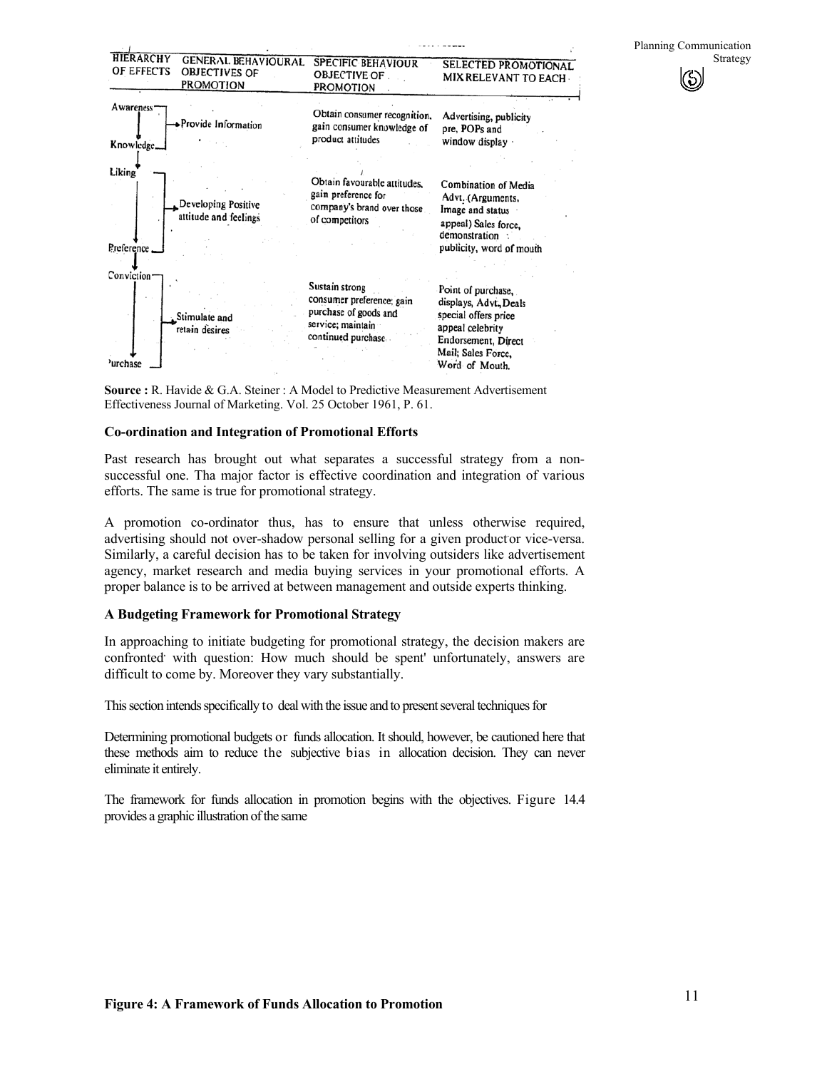| HIERARCHY OF EFFECTS | GENERAL BEHAVIOURAL OBJECTIVES OF PROMOTION | SPECIFIC BEHAVIOUR OBJECTIVE OF PROMOTION | SELECTED PROMOTIONAL MIX RELEVANT TO EACH |
|---|---|---|---|
| Awareness → Knowledge | Provide Information | Obtain consumer recognition, gain consumer knowledge of product attitudes | Advertising, publicity pre, POPs and window display |
| Liking → Preference | Developing Positive attitude and feelings | Obtain favourable attitudes, gain preference for company's brand over those of competitors | Combination of Media Advt. (Arguments, Image and status appeal) Sales force, demonstration publicity, word of mouth |
| Conviction → Purchase | Stimulate and retain desires | Sustain strong consumer preference; gain purchase of goods and service; maintain continued purchase | Point of purchase, displays, Advt., Deals special offers price appeal celebrity Endorsement, Direct Mail; Sales Force, Word of Mouth. |

**Source :** R. Havide & G.A. Steiner : A Model to Predictive Measurement Advertisement Effectiveness Journal of Marketing. Vol. 25 October 1961, P. 61.

### Co-ordination and Integration of Promotional Efforts

Past research has brought out what separates a successful strategy from a non-successful one. Tha major factor is effective coordination and integration of various efforts. The same is true for promotional strategy.

A promotion co-ordinator thus, has to ensure that unless otherwise required, advertising should not over-shadow personal selling for a given product or vice-versa. Similarly, a careful decision has to be taken for involving outsiders like advertisement agency, market research and media buying services in your promotional efforts. A proper balance is to be arrived at between management and outside experts thinking.

### A Budgeting Framework for Promotional Strategy

In approaching to initiate budgeting for promotional strategy, the decision makers are confronted with question: How much should be spent' unfortunately, answers are difficult to come by. Moreover they vary substantially.

This section intends specifically to deal with the issue and to present several techniques for

Determining promotional budgets or funds allocation. It should, however, be cautioned here that these methods aim to reduce the subjective bias in allocation decision. They can never eliminate it entirely.

The framework for funds allocation in promotion begins with the objectives. Figure 14.4 provides a graphic illustration of the same

**Figure 4: A Framework of Funds Allocation to Promotion**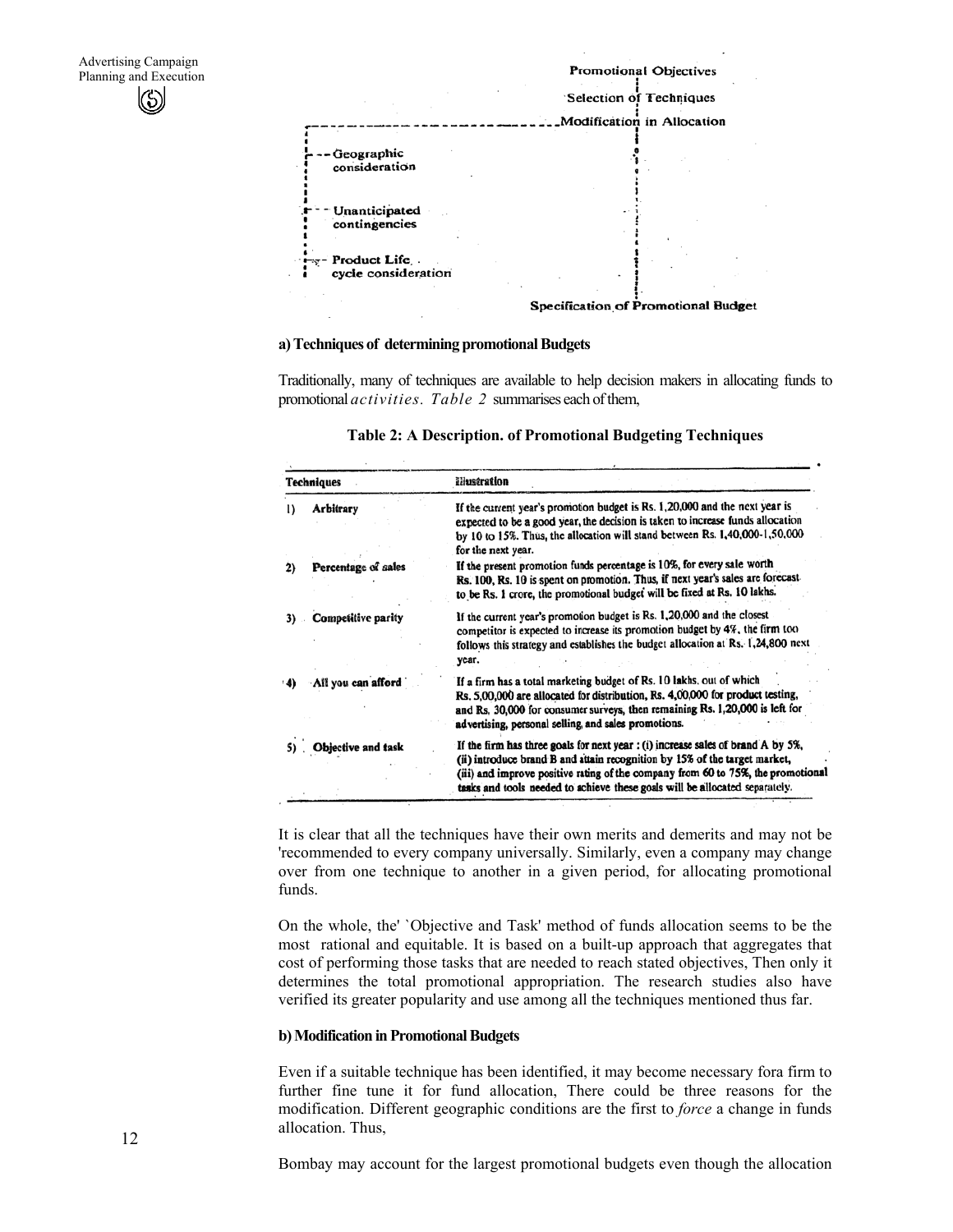Promotional Objectives

Selection of Techniques

Modification in Allocation

- Geographic consideration
- Unanticipated contingencies
- Product Life cycle consideration

Specification of Promotional Budget

**a) Techniques of determining promotional Budgets**

Traditionally, many of techniques are available to help decision makers in allocating funds to promotional *activities. Table 2* summarises each of them,

**Table 2: A Description. of Promotional Budgeting Techniques**

| Techniques | Illustration |
|---|---|
| 1) Arbitrary | If the current year's promotion budget is Rs. 1,20,000 and the next year is expected to be a good year, the decision is taken to increase funds allocation by 10 to 15%. Thus, the allocation will stand between Rs. 1,40,000-1,50,000 for the next year. |
| 2) Percentage of sales | If the present promotion funds percentage is 10%, for every sale worth Rs. 100, Rs. 10 is spent on promotion. Thus, if next year's sales are forecast to be Rs. 1 crore, the promotional budget will be fixed at Rs. 10 lakhs. |
| 3) Competitive parity | If the current year's promotion budget is Rs. 1,20,000 and the closest competitor is expected to increase its promotion budget by 4%, the firm too follows this strategy and establishes the budget allocation at Rs. 1,24,800 next year. |
| 4) All you can afford | If a firm has a total marketing budget of Rs. 10 lakhs, out of which Rs. 5,00,000 are allocated for distribution, Rs. 4,00,000 for product testing, and Rs. 30,000 for consumer surveys, then remaining Rs. 1,20,000 is left for advertising, personal selling, and sales promotions. |
| 5) Objective and task | If the firm has three goals for next year : (i) increase sales of brand A by 5%, (ii) introduce brand B and attain recognition by 15% of the target market, (iii) and improve positive rating of the company from 60 to 75%, the promotional tasks and tools needed to achieve these goals will be allocated separately. |

It is clear that all the techniques have their own merits and demerits and may not be 'recommended to every company universally. Similarly, even a company may change over from one technique to another in a given period, for allocating promotional funds.

On the whole, the' `Objective and Task' method of funds allocation seems to be the most rational and equitable. It is based on a built-up approach that aggregates that cost of performing those tasks that are needed to reach stated objectives, Then only it determines the total promotional appropriation. The research studies also have verified its greater popularity and use among all the techniques mentioned thus far.

**b) Modification in Promotional Budgets**

Even if a suitable technique has been identified, it may become necessary fora firm to further fine tune it for fund allocation, There could be three reasons for the modification. Different geographic conditions are the first to *force* a change in funds allocation. Thus,

Bombay may account for the largest promotional budgets even though the allocation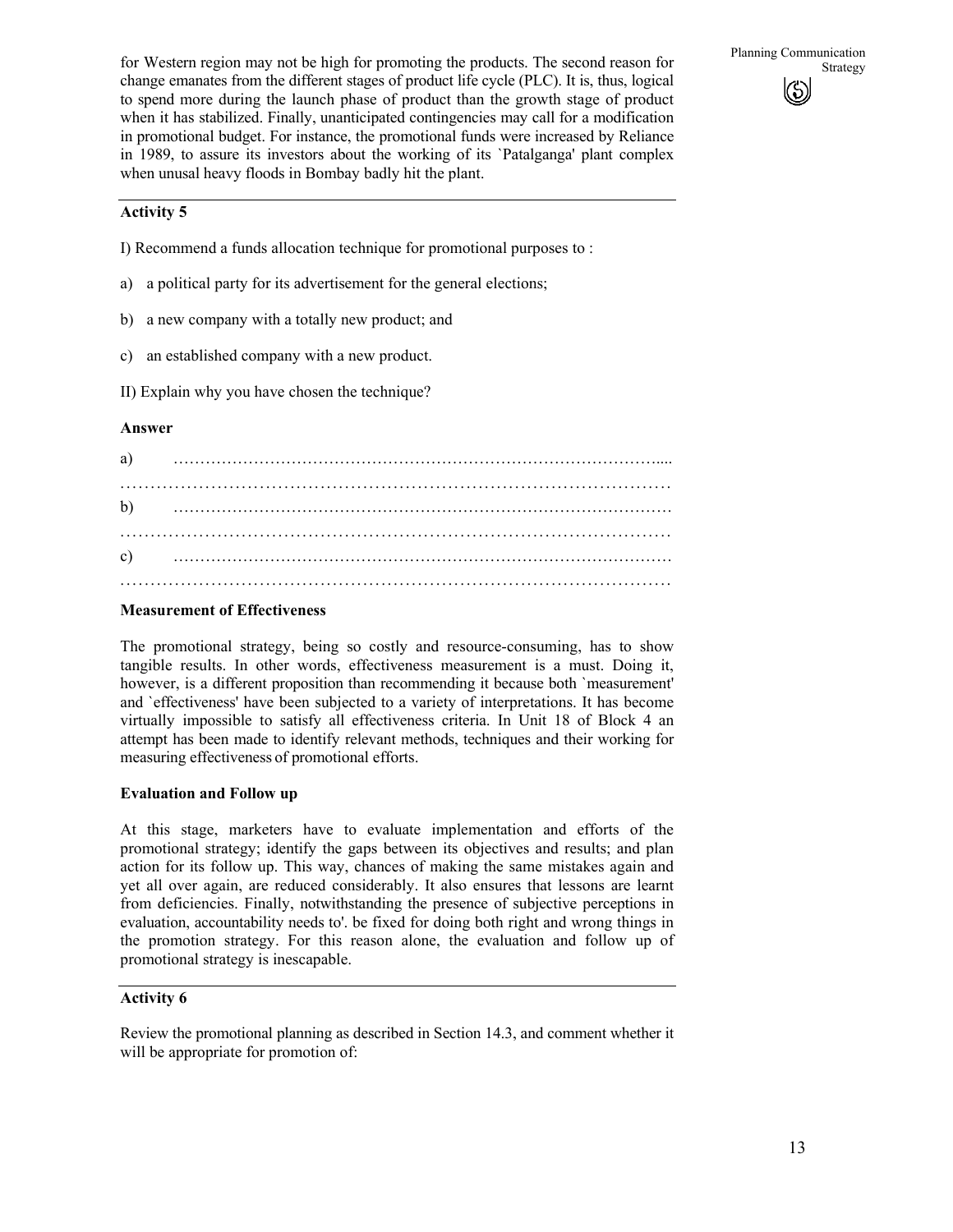for Western region may not be high for promoting the products. The second reason for change emanates from the different stages of product life cycle (PLC). It is, thus, logical to spend more during the launch phase of product than the growth stage of product when it has stabilized. Finally, unanticipated contingencies may call for a modification in promotional budget. For instance, the promotional funds were increased by Reliance in 1989, to assure its investors about the working of its `Patalganga' plant complex when unusal heavy floods in Bombay badly hit the plant.

---

**Activity 5**

I) Recommend a funds allocation technique for promotional purposes to :

a) a political party for its advertisement for the general elections;

b) a new company with a totally new product; and

c) an established company with a new product.

II) Explain why you have chosen the technique?

**Answer**

a) …………………………………………………………………………………....

…………………………………………………………………………………………

b) …………………………………………………………………………………

…………………………………………………………………………………………

c) …………………………………………………………………………………

…………………………………………………………………………………………

**Measurement of Effectiveness**

The promotional strategy, being so costly and resource-consuming, has to show tangible results. In other words, effectiveness measurement is a must. Doing it, however, is a different proposition than recommending it because both `measurement' and `effectiveness' have been subjected to a variety of interpretations. It has become virtually impossible to satisfy all effectiveness criteria. In Unit 18 of Block 4 an attempt has been made to identify relevant methods, techniques and their working for measuring effectiveness of promotional efforts.

**Evaluation and Follow up**

At this stage, marketers have to evaluate implementation and efforts of the promotional strategy; identify the gaps between its objectives and results; and plan action for its follow up. This way, chances of making the same mistakes again and yet all over again, are reduced considerably. It also ensures that lessons are learnt from deficiencies. Finally, notwithstanding the presence of subjective perceptions in evaluation, accountability needs to'. be fixed for doing both right and wrong things in the promotion strategy. For this reason alone, the evaluation and follow up of promotional strategy is inescapable.

---

**Activity 6**

Review the promotional planning as described in Section 14.3, and comment whether it will be appropriate for promotion of: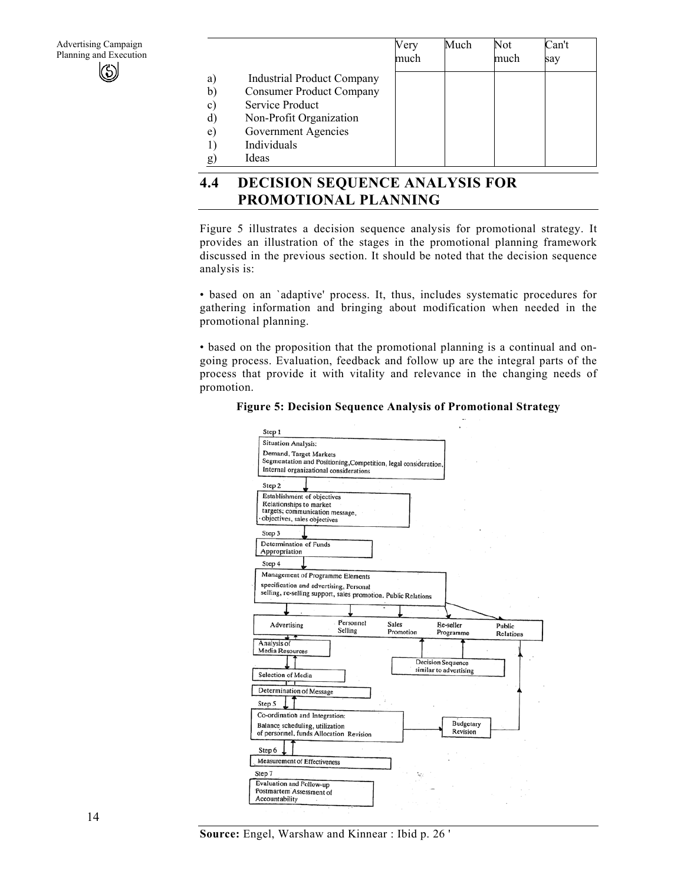| | Very much | Much | Not much | Can't say |
|---|---|---|---|---|
| a) Industrial Product Company | | | | |
| b) Consumer Product Company | | | | |
| c) Service Product | | | | |
| d) Non-Profit Organization | | | | |
| e) Government Agencies | | | | |
| 1) Individuals | | | | |
| g) Ideas | | | | |

## 4.4 DECISION SEQUENCE ANALYSIS FOR PROMOTIONAL PLANNING

Figure 5 illustrates a decision sequence analysis for promotional strategy. It provides an illustration of the stages in the promotional planning framework discussed in the previous section. It should be noted that the decision sequence analysis is:

• based on an `adaptive' process. It, thus, includes systematic procedures for gathering information and bringing about modification when needed in the promotional planning.

• based on the proposition that the promotional planning is a continual and on-going process. Evaluation, feedback and follow up are the integral parts of the process that provide it with vitality and relevance in the changing needs of promotion.

**Figure 5: Decision Sequence Analysis of Promotional Strategy**

Step 1
Situation Analysis:
Demand, Target Markets
Segmentation and Positioning, Competition, legal consideration, Internal organizational considerations

Step 2
Establishment of objectives
Relationships to market targets; communication message, objectives, sales objectives

Step 3
Determination of Funds Appropriation

Step 4
Management of Programme Elements
specification and advertising, Personal selling, re-selling support, sales promotion. Public Relations

Advertising | Personnel Selling | Sales Promotion | Re-seller Programme | Public Relations

Analysis of Media Resources

Decision Sequence similar to advertising

Selection of Media

Determination of Message

Step 5
Co-ordination and Integration:
Balance, scheduling, utilization of personnel, funds Allocation Revision

Budgetary Revision

Step 6
Measurement of Effectiveness

Step 7
Evaluation and Follow-up
Postmartem Assessment of Accountability

**Source:** Engel, Warshaw and Kinnear : Ibid p. 26 '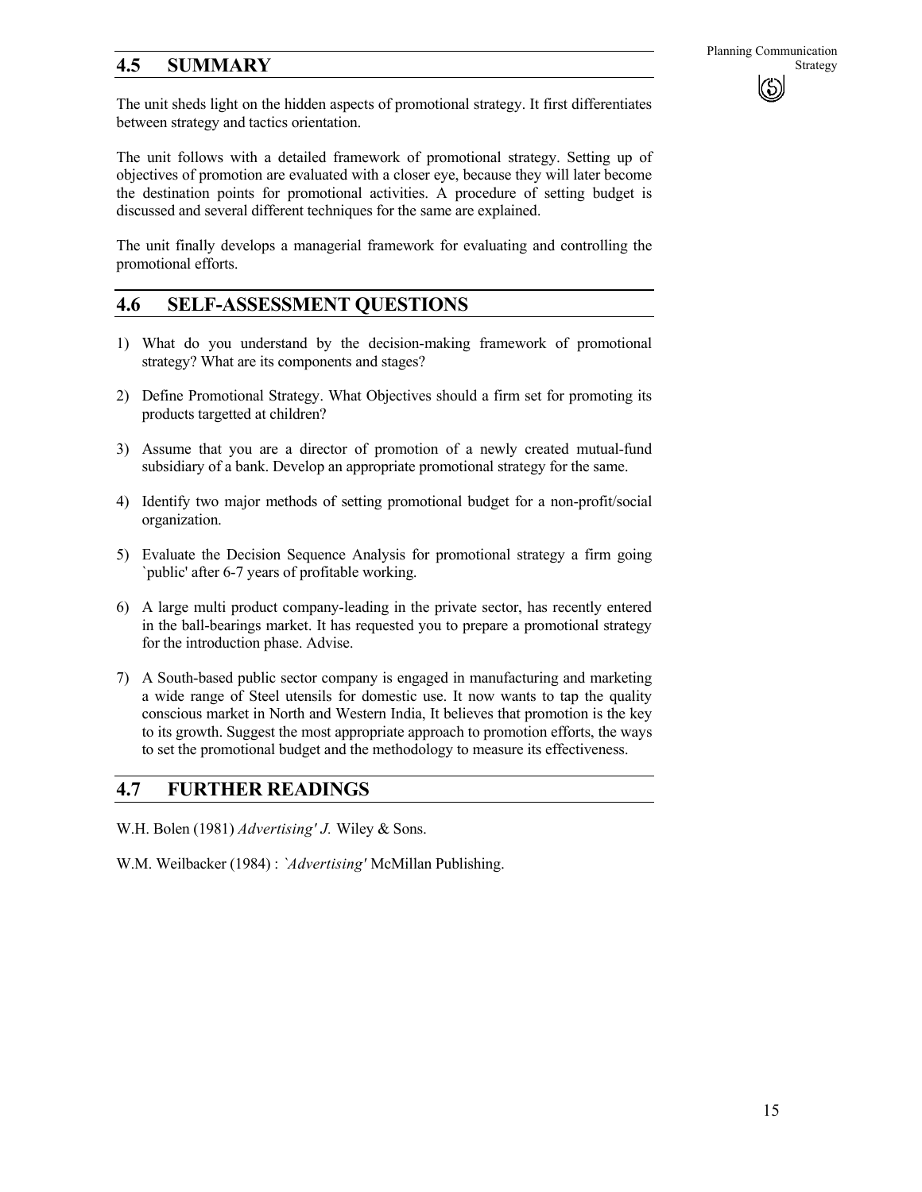## 4.5 SUMMARY

The unit sheds light on the hidden aspects of promotional strategy. It first differentiates between strategy and tactics orientation.

The unit follows with a detailed framework of promotional strategy. Setting up of objectives of promotion are evaluated with a closer eye, because they will later become the destination points for promotional activities. A procedure of setting budget is discussed and several different techniques for the same are explained.

The unit finally develops a managerial framework for evaluating and controlling the promotional efforts.

## 4.6 SELF-ASSESSMENT QUESTIONS

1) What do you understand by the decision-making framework of promotional strategy? What are its components and stages?
2) Define Promotional Strategy. What Objectives should a firm set for promoting its products targetted at children?
3) Assume that you are a director of promotion of a newly created mutual-fund subsidiary of a bank. Develop an appropriate promotional strategy for the same.
4) Identify two major methods of setting promotional budget for a non-profit/social organization.
5) Evaluate the Decision Sequence Analysis for promotional strategy a firm going `public' after 6-7 years of profitable working.
6) A large multi product company-leading in the private sector, has recently entered in the ball-bearings market. It has requested you to prepare a promotional strategy for the introduction phase. Advise.
7) A South-based public sector company is engaged in manufacturing and marketing a wide range of Steel utensils for domestic use. It now wants to tap the quality conscious market in North and Western India, It believes that promotion is the key to its growth. Suggest the most appropriate approach to promotion efforts, the ways to set the promotional budget and the methodology to measure its effectiveness.

## 4.7 FURTHER READINGS

W.H. Bolen (1981) *Advertising' J.* Wiley & Sons.

W.M. Weilbacker (1984) : *`Advertising'* McMillan Publishing.